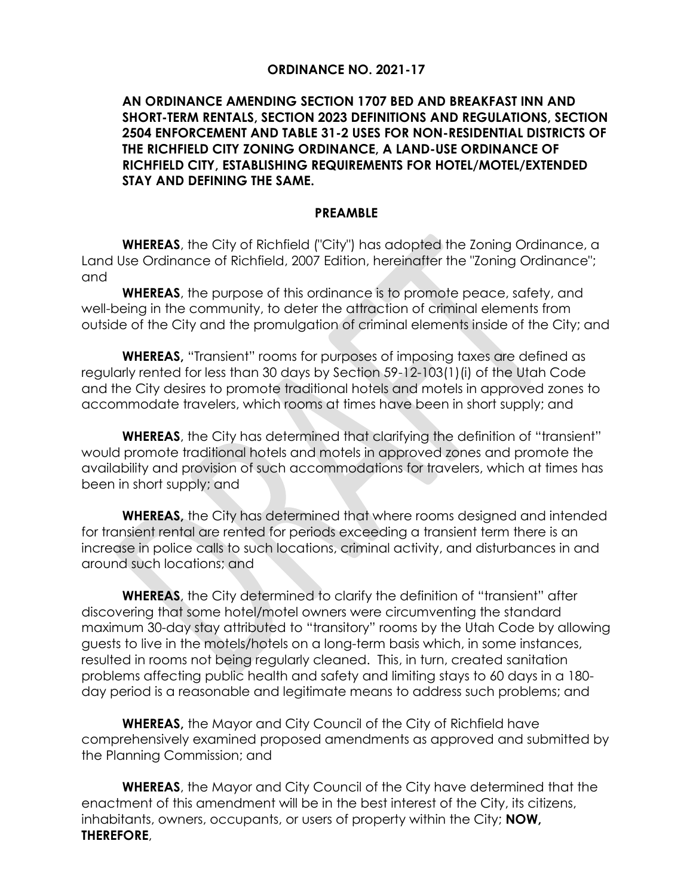# ORDINANCE NO. 2021-17

## AN ORDINANCE AMENDING SECTION 1707 BED AND BREAKFAST INN AND SHORT-TERM RENTALS, SECTION 2023 DEFINITIONS AND REGULATIONS, SECTION 2504 ENFORCEMENT AND TABLE 31-2 USES FOR NON-RESIDENTIAL DISTRICTS OF THE RICHFIELD CITY ZONING ORDINANCE, A LAND-USE ORDINANCE OF RICHFIELD CITY, ESTABLISHING REQUIREMENTS FOR HOTEL/MOTEL/EXTENDED STAY AND DEFINING THE SAME.

## PREAMBLE

**WHEREAS**, the City of Richfield ("City") has adopted the Zoning Ordinance, a Land Use Ordinance of Richfield, 2007 Edition, hereinafter the "Zoning Ordinance"; and

**WHEREAS**, the purpose of this ordinance is to promote peace, safety, and well-being in the community, to deter the attraction of criminal elements from outside of the City and the promulgation of criminal elements inside of the City; and

**WHEREAS,** "Transient" rooms for purposes of imposing taxes are defined as regularly rented for less than 30 days by Section 59-12-103(1)(i) of the Utah Code and the City desires to promote traditional hotels and motels in approved zones to accommodate travelers, which rooms at times have been in short supply; and

**WHEREAS**, the City has determined that clarifying the definition of "transient" would promote traditional hotels and motels in approved zones and promote the availability and provision of such accommodations for travelers, which at times has been in short supply; and

**WHEREAS,** the City has determined that where rooms designed and intended for transient rental are rented for periods exceeding a transient term there is an increase in police calls to such locations, criminal activity, and disturbances in and around such locations; and

**WHEREAS**, the City determined to clarify the definition of "transient" after discovering that some hotel/motel owners were circumventing the standard maximum 30-day stay attributed to "transitory" rooms by the Utah Code by allowing guests to live in the motels/hotels on a long-term basis which, in some instances, resulted in rooms not being regularly cleaned. This, in turn, created sanitation problems affecting public health and safety and limiting stays to 60 days in a 180-day period is a reasonable and legitimate means to address such problems; and

**WHEREAS,** the Mayor and City Council of the City of Richfield have comprehensively examined proposed amendments as approved and submitted by the Planning Commission; and

**WHEREAS**, the Mayor and City Council of the City have determined that the enactment of this amendment will be in the best interest of the City, its citizens, inhabitants, owners, occupants, or users of property within the City; **NOW, THEREFORE**,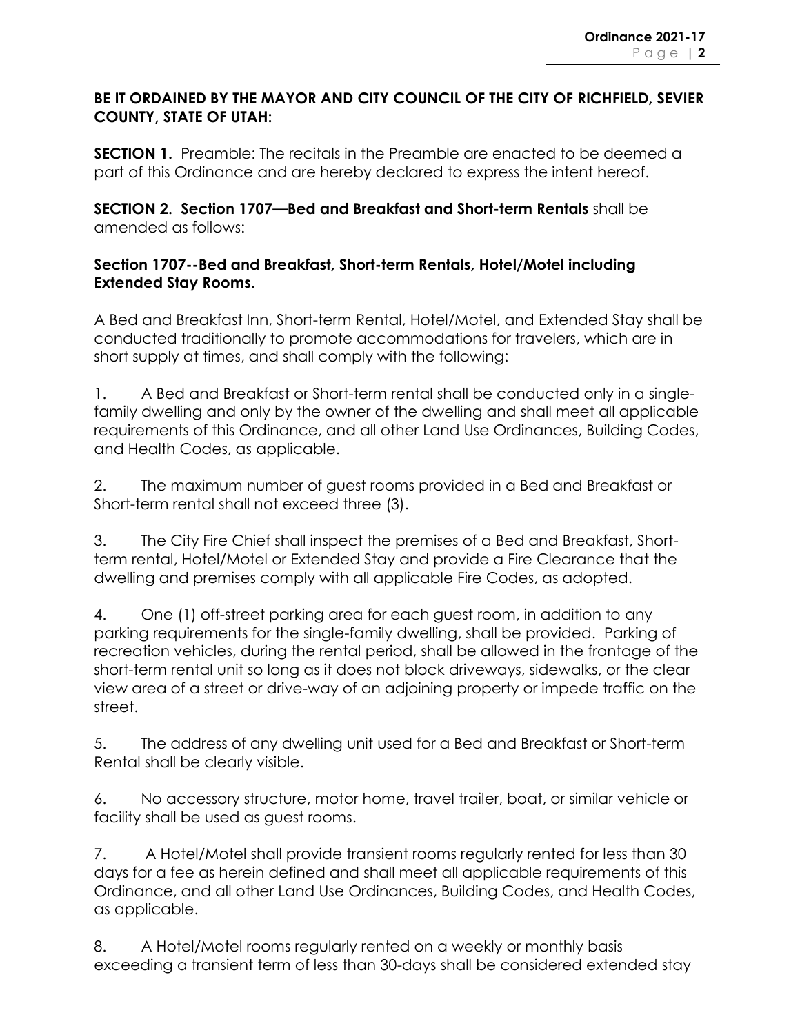**BE IT ORDAINED BY THE MAYOR AND CITY COUNCIL OF THE CITY OF RICHFIELD, SEVIER COUNTY, STATE OF UTAH:**

**SECTION 1.** Preamble: The recitals in the Preamble are enacted to be deemed a part of this Ordinance and are hereby declared to express the intent hereof.

**SECTION 2. Section 1707—Bed and Breakfast and Short-term Rentals** shall be amended as follows:

**Section 1707--Bed and Breakfast, Short-term Rentals, Hotel/Motel including Extended Stay Rooms.**

A Bed and Breakfast Inn, Short-term Rental, Hotel/Motel, and Extended Stay shall be conducted traditionally to promote accommodations for travelers, which are in short supply at times, and shall comply with the following:

1. A Bed and Breakfast or Short-term rental shall be conducted only in a single-family dwelling and only by the owner of the dwelling and shall meet all applicable requirements of this Ordinance, and all other Land Use Ordinances, Building Codes, and Health Codes, as applicable.

2. The maximum number of guest rooms provided in a Bed and Breakfast or Short-term rental shall not exceed three (3).

3. The City Fire Chief shall inspect the premises of a Bed and Breakfast, Short-term rental, Hotel/Motel or Extended Stay and provide a Fire Clearance that the dwelling and premises comply with all applicable Fire Codes, as adopted.

4. One (1) off-street parking area for each guest room, in addition to any parking requirements for the single-family dwelling, shall be provided. Parking of recreation vehicles, during the rental period, shall be allowed in the frontage of the short-term rental unit so long as it does not block driveways, sidewalks, or the clear view area of a street or drive-way of an adjoining property or impede traffic on the street.

5. The address of any dwelling unit used for a Bed and Breakfast or Short-term Rental shall be clearly visible.

6. No accessory structure, motor home, travel trailer, boat, or similar vehicle or facility shall be used as guest rooms.

7. A Hotel/Motel shall provide transient rooms regularly rented for less than 30 days for a fee as herein defined and shall meet all applicable requirements of this Ordinance, and all other Land Use Ordinances, Building Codes, and Health Codes, as applicable.

8. A Hotel/Motel rooms regularly rented on a weekly or monthly basis exceeding a transient term of less than 30-days shall be considered extended stay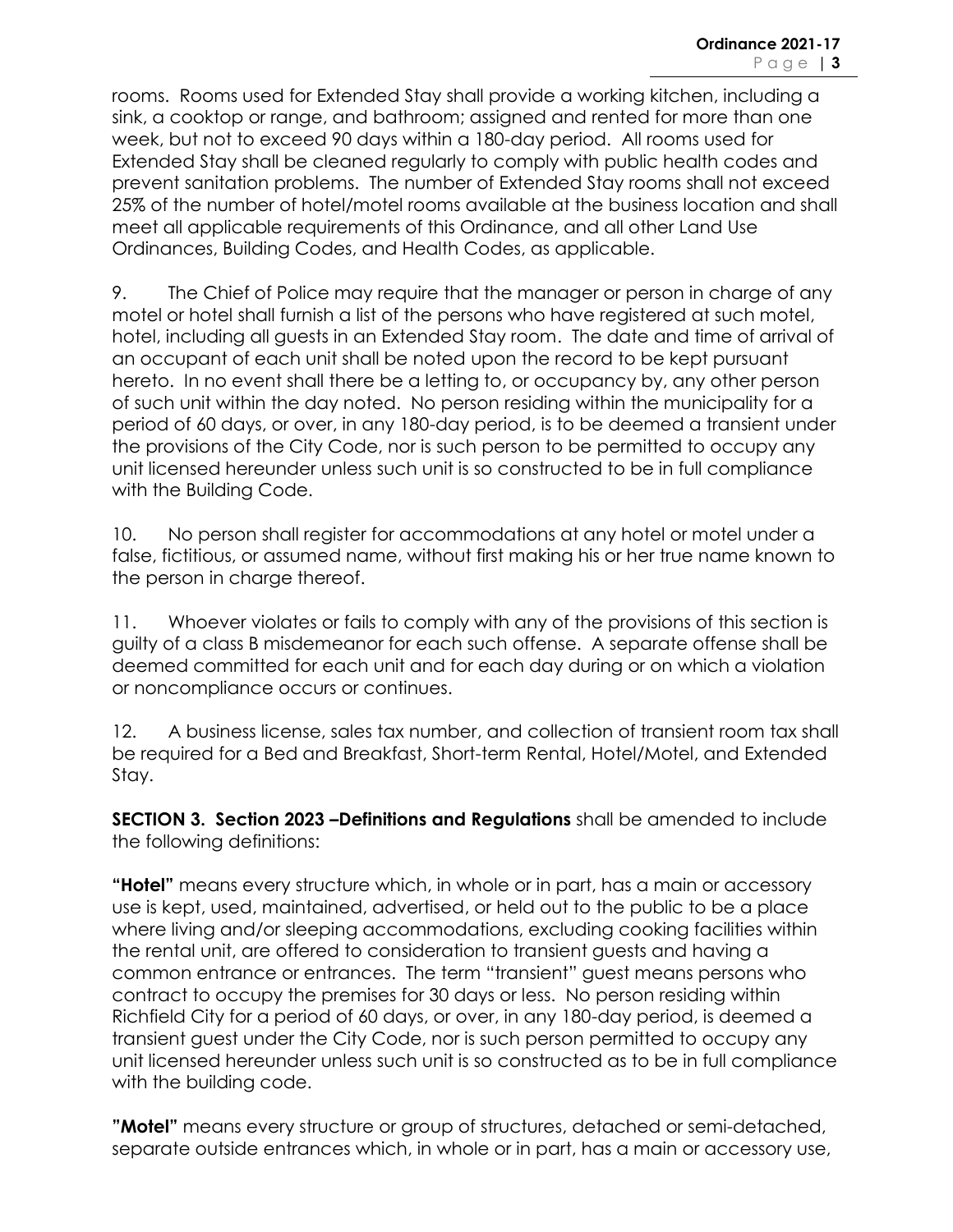rooms. Rooms used for Extended Stay shall provide a working kitchen, including a sink, a cooktop or range, and bathroom; assigned and rented for more than one week, but not to exceed 90 days within a 180-day period. All rooms used for Extended Stay shall be cleaned regularly to comply with public health codes and prevent sanitation problems. The number of Extended Stay rooms shall not exceed 25% of the number of hotel/motel rooms available at the business location and shall meet all applicable requirements of this Ordinance, and all other Land Use Ordinances, Building Codes, and Health Codes, as applicable.

9. The Chief of Police may require that the manager or person in charge of any motel or hotel shall furnish a list of the persons who have registered at such motel, hotel, including all guests in an Extended Stay room. The date and time of arrival of an occupant of each unit shall be noted upon the record to be kept pursuant hereto. In no event shall there be a letting to, or occupancy by, any other person of such unit within the day noted. No person residing within the municipality for a period of 60 days, or over, in any 180-day period, is to be deemed a transient under the provisions of the City Code, nor is such person to be permitted to occupy any unit licensed hereunder unless such unit is so constructed to be in full compliance with the Building Code.

10. No person shall register for accommodations at any hotel or motel under a false, fictitious, or assumed name, without first making his or her true name known to the person in charge thereof.

11. Whoever violates or fails to comply with any of the provisions of this section is guilty of a class B misdemeanor for each such offense. A separate offense shall be deemed committed for each unit and for each day during or on which a violation or noncompliance occurs or continues.

12. A business license, sales tax number, and collection of transient room tax shall be required for a Bed and Breakfast, Short-term Rental, Hotel/Motel, and Extended Stay.

**SECTION 3. Section 2023 –Definitions and Regulations** shall be amended to include the following definitions:

**"Hotel"** means every structure which, in whole or in part, has a main or accessory use is kept, used, maintained, advertised, or held out to the public to be a place where living and/or sleeping accommodations, excluding cooking facilities within the rental unit, are offered to consideration to transient guests and having a common entrance or entrances. The term "transient" guest means persons who contract to occupy the premises for 30 days or less. No person residing within Richfield City for a period of 60 days, or over, in any 180-day period, is deemed a transient guest under the City Code, nor is such person permitted to occupy any unit licensed hereunder unless such unit is so constructed as to be in full compliance with the building code.

**"Motel"** means every structure or group of structures, detached or semi-detached, separate outside entrances which, in whole or in part, has a main or accessory use,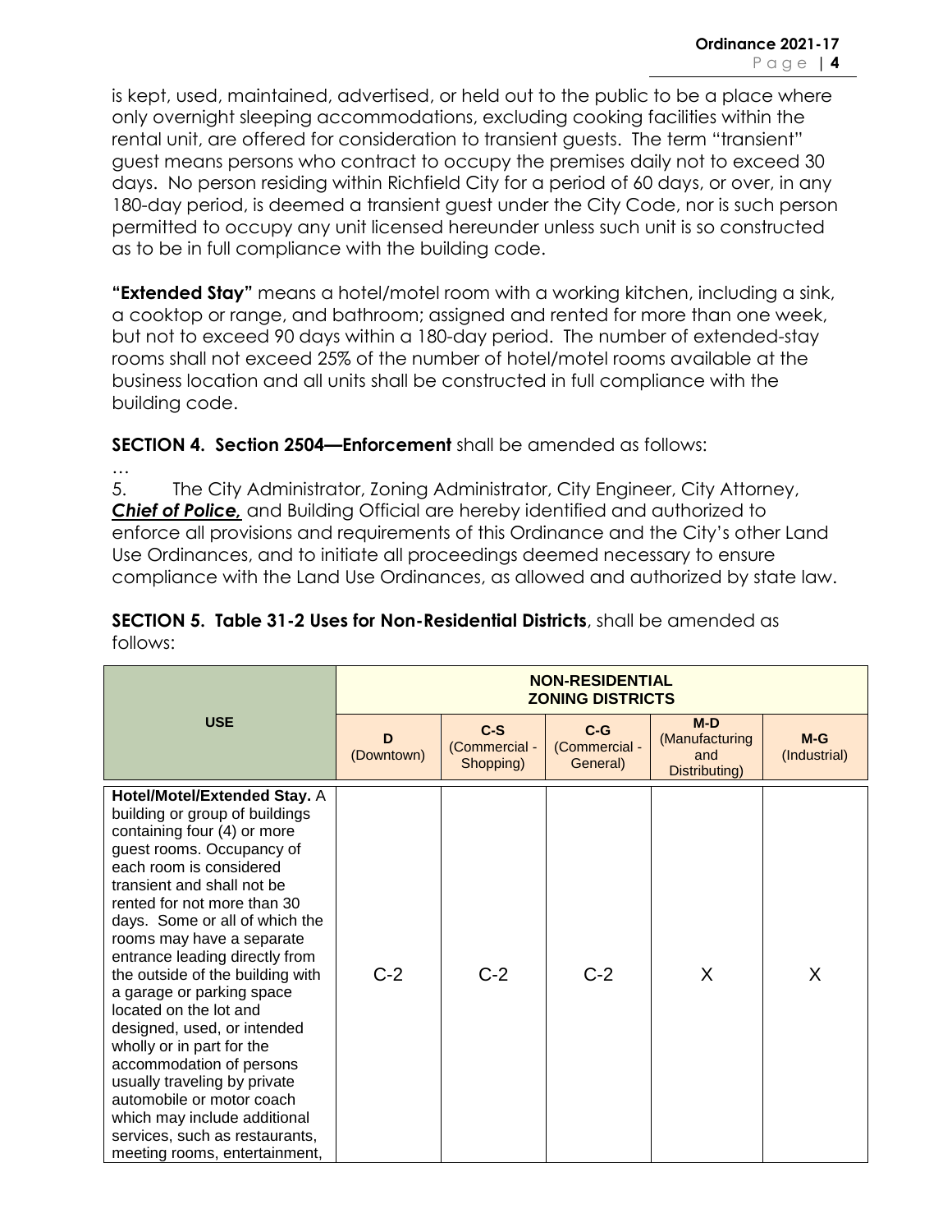is kept, used, maintained, advertised, or held out to the public to be a place where only overnight sleeping accommodations, excluding cooking facilities within the rental unit, are offered for consideration to transient guests. The term "transient" guest means persons who contract to occupy the premises daily not to exceed 30 days. No person residing within Richfield City for a period of 60 days, or over, in any 180-day period, is deemed a transient guest under the City Code, nor is such person permitted to occupy any unit licensed hereunder unless such unit is so constructed as to be in full compliance with the building code.

**"Extended Stay"** means a hotel/motel room with a working kitchen, including a sink, a cooktop or range, and bathroom; assigned and rented for more than one week, but not to exceed 90 days within a 180-day period. The number of extended-stay rooms shall not exceed 25% of the number of hotel/motel rooms available at the business location and all units shall be constructed in full compliance with the building code.

**SECTION 4. Section 2504—Enforcement** shall be amended as follows:

…

5. The City Administrator, Zoning Administrator, City Engineer, City Attorney, ***Chief of Police,*** and Building Official are hereby identified and authorized to enforce all provisions and requirements of this Ordinance and the City's other Land Use Ordinances, and to initiate all proceedings deemed necessary to ensure compliance with the Land Use Ordinances, as allowed and authorized by state law.

**SECTION 5. Table 31-2 Uses for Non-Residential Districts**, shall be amended as follows:

| USE | NON-RESIDENTIAL ZONING DISTRICTS | | | | |
|---|---|---|---|---|---|
| | D (Downtown) | C-S (Commercial - Shopping) | C-G (Commercial - General) | M-D (Manufacturing and Distributing) | M-G (Industrial) |
| **Hotel/Motel/Extended Stay.** A building or group of buildings containing four (4) or more guest rooms. Occupancy of each room is considered transient and shall not be rented for not more than 30 days. Some or all of which the rooms may have a separate entrance leading directly from the outside of the building with a garage or parking space located on the lot and designed, used, or intended wholly or in part for the accommodation of persons usually traveling by private automobile or motor coach which may include additional services, such as restaurants, meeting rooms, entertainment, | C-2 | C-2 | C-2 | X | X |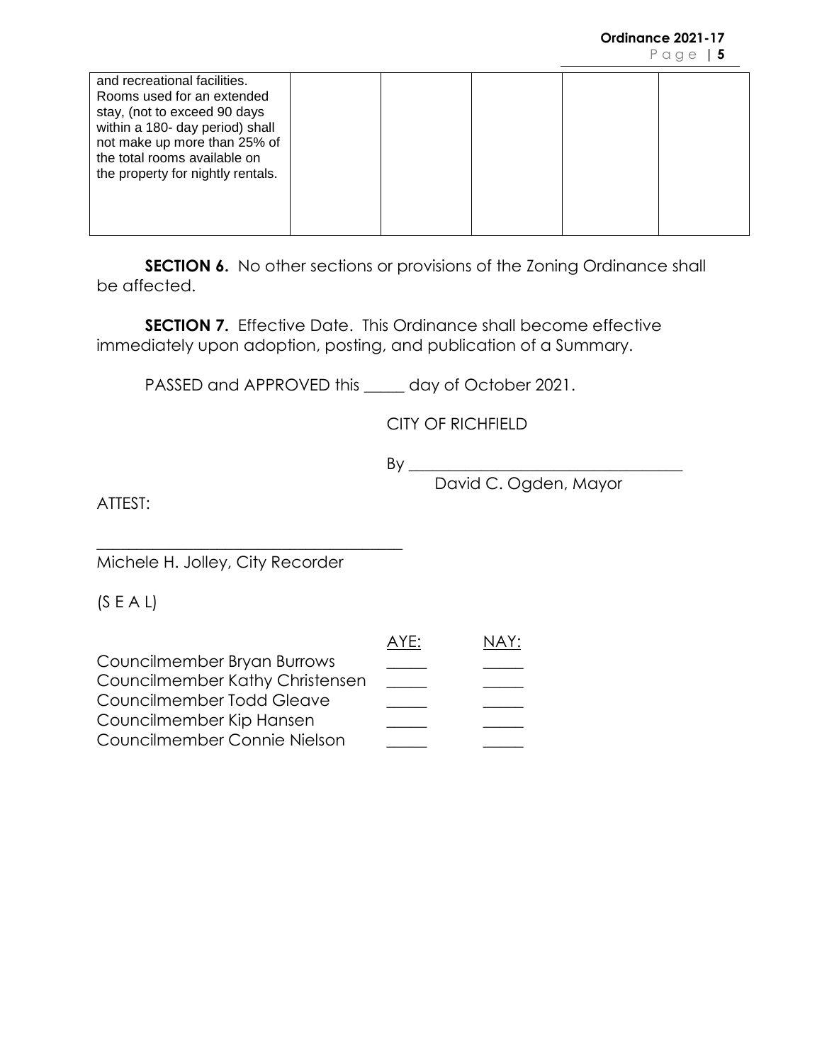| | | | | | |
|---|---|---|---|---|---|
| and recreational facilities. Rooms used for an extended stay, (not to exceed 90 days within a 180- day period) shall not make up more than 25% of the total rooms available on the property for nightly rentals. | | | | | |

**SECTION 6.** No other sections or provisions of the Zoning Ordinance shall be affected.

**SECTION 7.** Effective Date. This Ordinance shall become effective immediately upon adoption, posting, and publication of a Summary.

PASSED and APPROVED this _____ day of October 2021.

CITY OF RICHFIELD

By ___________________________________
David C. Ogden, Mayor

ATTEST:

_______________________________________
Michele H. Jolley, City Recorder

(S E A L)

| | AYE: | NAY: |
|---|---|---|
| Councilmember Bryan Burrows | _____ | _____ |
| Councilmember Kathy Christensen | _____ | _____ |
| Councilmember Todd Gleave | _____ | _____ |
| Councilmember Kip Hansen | _____ | _____ |
| Councilmember Connie Nielson | _____ | _____ |